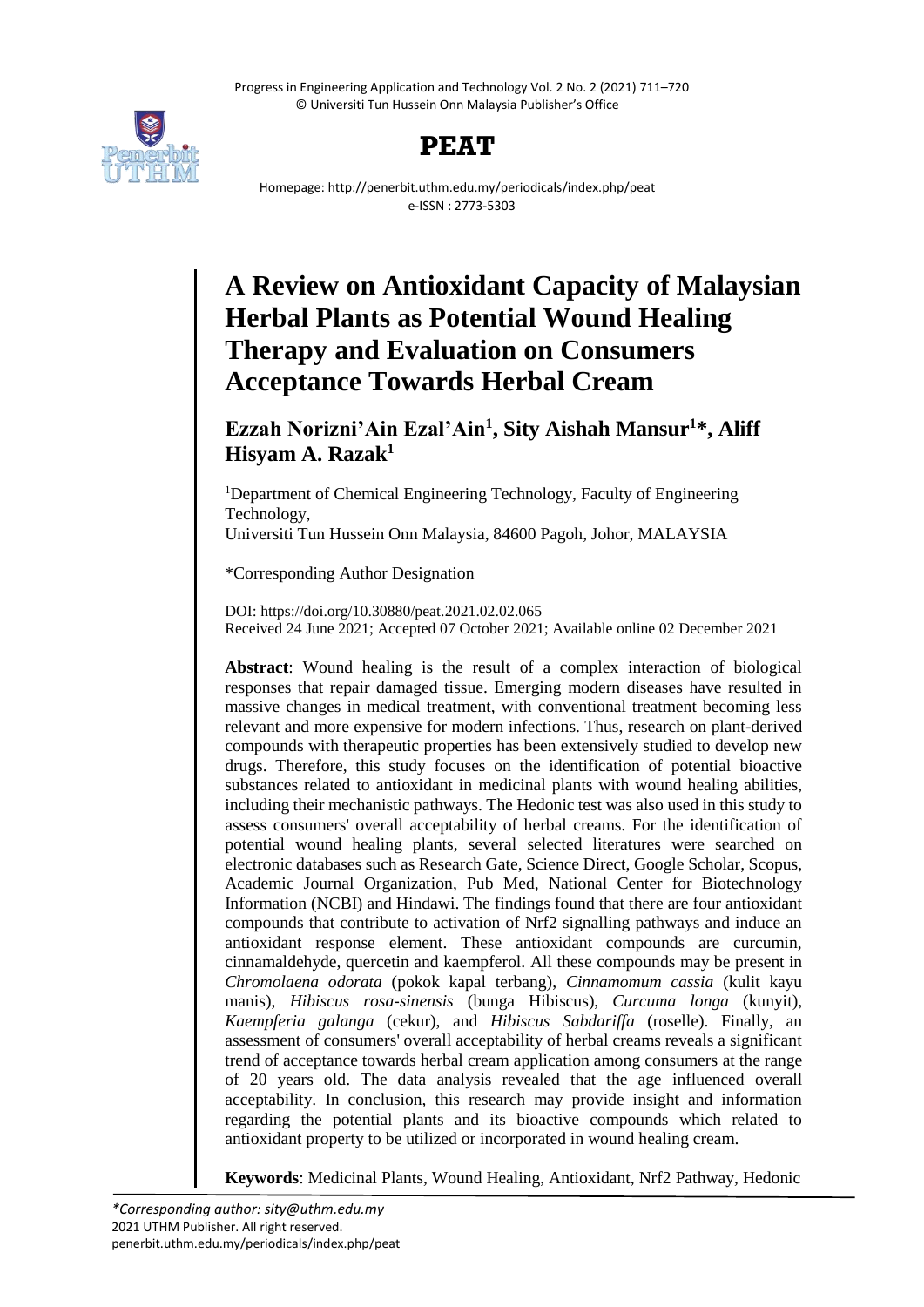# A Review on Antioxidant Capacity of Malaysian Herbal Plants as Potential Wound Healing Therapy and Evaluation on Consumers Acceptance Towards Herbal Cream

**Ezzah Norizni'Ain Ezal'Ain[1], Sity Aishah Mansur[1]*, Aliff Hisyam A. Razak[1]**

[1]Department of Chemical Engineering Technology, Faculty of Engineering Technology,
Universiti Tun Hussein Onn Malaysia, 84600 Pagoh, Johor, MALAYSIA

*Corresponding Author Designation

DOI: https://doi.org/10.30880/peat.2021.02.02.065
Received 24 June 2021; Accepted 07 October 2021; Available online 02 December 2021

**Abstract**: Wound healing is the result of a complex interaction of biological responses that repair damaged tissue. Emerging modern diseases have resulted in massive changes in medical treatment, with conventional treatment becoming less relevant and more expensive for modern infections. Thus, research on plant-derived compounds with therapeutic properties has been extensively studied to develop new drugs. Therefore, this study focuses on the identification of potential bioactive substances related to antioxidant in medicinal plants with wound healing abilities, including their mechanistic pathways. The Hedonic test was also used in this study to assess consumers' overall acceptability of herbal creams. For the identification of potential wound healing plants, several selected literatures were searched on electronic databases such as Research Gate, Science Direct, Google Scholar, Scopus, Academic Journal Organization, Pub Med, National Center for Biotechnology Information (NCBI) and Hindawi. The findings found that there are four antioxidant compounds that contribute to activation of Nrf2 signalling pathways and induce an antioxidant response element. These antioxidant compounds are curcumin, cinnamaldehyde, quercetin and kaempferol. All these compounds may be present in *Chromolaena odorata* (pokok kapal terbang), *Cinnamomum cassia* (kulit kayu manis), *Hibiscus rosa-sinensis* (bunga Hibiscus), *Curcuma longa* (kunyit), *Kaempferia galanga* (cekur), and *Hibiscus Sabdariffa* (roselle). Finally, an assessment of consumers' overall acceptability of herbal creams reveals a significant trend of acceptance towards herbal cream application among consumers at the range of 20 years old. The data analysis revealed that the age influenced overall acceptability. In conclusion, this research may provide insight and information regarding the potential plants and its bioactive compounds which related to antioxidant property to be utilized or incorporated in wound healing cream.

**Keywords**: Medicinal Plants, Wound Healing, Antioxidant, Nrf2 Pathway, Hedonic

*\*Corresponding author: sity@uthm.edu.my*
2021 UTHM Publisher. All right reserved.
penerbit.uthm.edu.my/periodicals/index.php/peat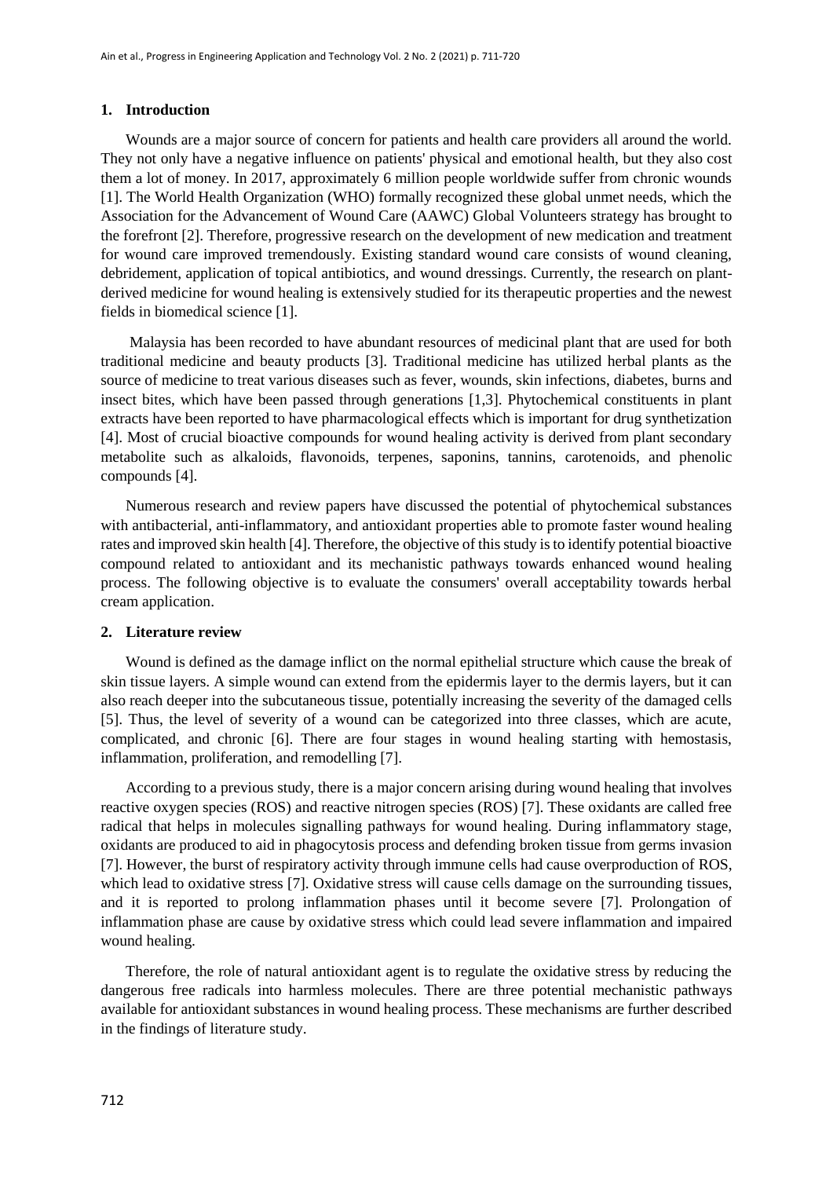## 1. Introduction

Wounds are a major source of concern for patients and health care providers all around the world. They not only have a negative influence on patients' physical and emotional health, but they also cost them a lot of money. In 2017, approximately 6 million people worldwide suffer from chronic wounds [1]. The World Health Organization (WHO) formally recognized these global unmet needs, which the Association for the Advancement of Wound Care (AAWC) Global Volunteers strategy has brought to the forefront [2]. Therefore, progressive research on the development of new medication and treatment for wound care improved tremendously. Existing standard wound care consists of wound cleaning, debridement, application of topical antibiotics, and wound dressings. Currently, the research on plant-derived medicine for wound healing is extensively studied for its therapeutic properties and the newest fields in biomedical science [1].

Malaysia has been recorded to have abundant resources of medicinal plant that are used for both traditional medicine and beauty products [3]. Traditional medicine has utilized herbal plants as the source of medicine to treat various diseases such as fever, wounds, skin infections, diabetes, burns and insect bites, which have been passed through generations [1,3]. Phytochemical constituents in plant extracts have been reported to have pharmacological effects which is important for drug synthetization [4]. Most of crucial bioactive compounds for wound healing activity is derived from plant secondary metabolite such as alkaloids, flavonoids, terpenes, saponins, tannins, carotenoids, and phenolic compounds [4].

Numerous research and review papers have discussed the potential of phytochemical substances with antibacterial, anti-inflammatory, and antioxidant properties able to promote faster wound healing rates and improved skin health [4]. Therefore, the objective of this study is to identify potential bioactive compound related to antioxidant and its mechanistic pathways towards enhanced wound healing process. The following objective is to evaluate the consumers' overall acceptability towards herbal cream application.

## 2. Literature review

Wound is defined as the damage inflict on the normal epithelial structure which cause the break of skin tissue layers. A simple wound can extend from the epidermis layer to the dermis layers, but it can also reach deeper into the subcutaneous tissue, potentially increasing the severity of the damaged cells [5]. Thus, the level of severity of a wound can be categorized into three classes, which are acute, complicated, and chronic [6]. There are four stages in wound healing starting with hemostasis, inflammation, proliferation, and remodelling [7].

According to a previous study, there is a major concern arising during wound healing that involves reactive oxygen species (ROS) and reactive nitrogen species (ROS) [7]. These oxidants are called free radical that helps in molecules signalling pathways for wound healing. During inflammatory stage, oxidants are produced to aid in phagocytosis process and defending broken tissue from germs invasion [7]. However, the burst of respiratory activity through immune cells had cause overproduction of ROS, which lead to oxidative stress [7]. Oxidative stress will cause cells damage on the surrounding tissues, and it is reported to prolong inflammation phases until it become severe [7]. Prolongation of inflammation phase are cause by oxidative stress which could lead severe inflammation and impaired wound healing.

Therefore, the role of natural antioxidant agent is to regulate the oxidative stress by reducing the dangerous free radicals into harmless molecules. There are three potential mechanistic pathways available for antioxidant substances in wound healing process. These mechanisms are further described in the findings of literature study.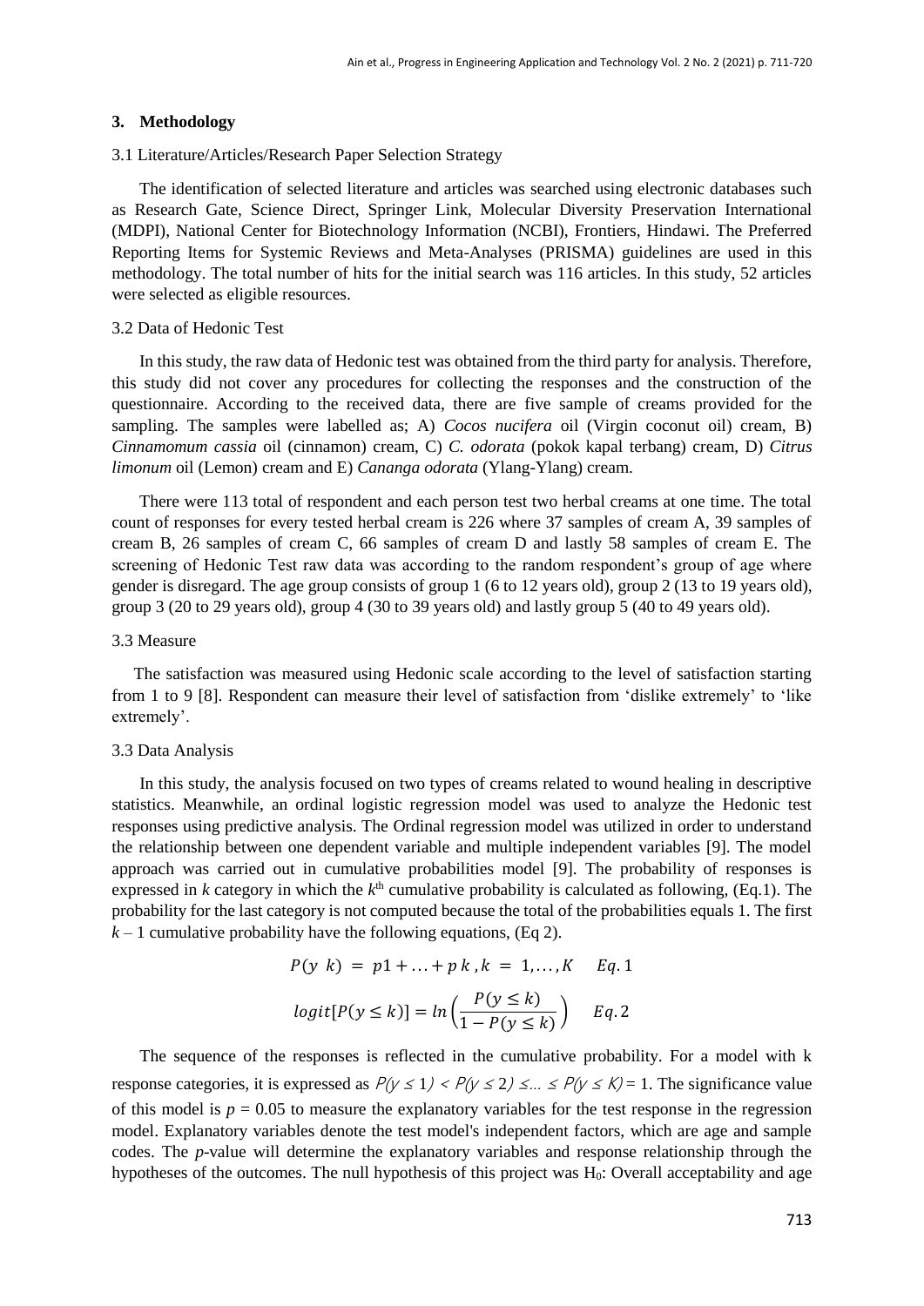## 3. Methodology

### 3.1 Literature/Articles/Research Paper Selection Strategy

The identification of selected literature and articles was searched using electronic databases such as Research Gate, Science Direct, Springer Link, Molecular Diversity Preservation International (MDPI), National Center for Biotechnology Information (NCBI), Frontiers, Hindawi. The Preferred Reporting Items for Systemic Reviews and Meta-Analyses (PRISMA) guidelines are used in this methodology. The total number of hits for the initial search was 116 articles. In this study, 52 articles were selected as eligible resources.

### 3.2 Data of Hedonic Test

In this study, the raw data of Hedonic test was obtained from the third party for analysis. Therefore, this study did not cover any procedures for collecting the responses and the construction of the questionnaire. According to the received data, there are five sample of creams provided for the sampling. The samples were labelled as; A) *Cocos nucifera* oil (Virgin coconut oil) cream, B) *Cinnamomum cassia* oil (cinnamon) cream, C) *C. odorata* (pokok kapal terbang) cream, D) *Citrus limonum* oil (Lemon) cream and E) *Cananga odorata* (Ylang-Ylang) cream.

There were 113 total of respondent and each person test two herbal creams at one time. The total count of responses for every tested herbal cream is 226 where 37 samples of cream A, 39 samples of cream B, 26 samples of cream C, 66 samples of cream D and lastly 58 samples of cream E. The screening of Hedonic Test raw data was according to the random respondent's group of age where gender is disregard. The age group consists of group 1 (6 to 12 years old), group 2 (13 to 19 years old), group 3 (20 to 29 years old), group 4 (30 to 39 years old) and lastly group 5 (40 to 49 years old).

### 3.3 Measure

The satisfaction was measured using Hedonic scale according to the level of satisfaction starting from 1 to 9 [8]. Respondent can measure their level of satisfaction from 'dislike extremely' to 'like extremely'.

### 3.3 Data Analysis

In this study, the analysis focused on two types of creams related to wound healing in descriptive statistics. Meanwhile, an ordinal logistic regression model was used to analyze the Hedonic test responses using predictive analysis. The Ordinal regression model was utilized in order to understand the relationship between one dependent variable and multiple independent variables [9]. The model approach was carried out in cumulative probabilities model [9]. The probability of responses is expressed in $k$ category in which the $k^{th}$ cumulative probability is calculated as following, (Eq.1). The probability for the last category is not computed because the total of the probabilities equals 1. The first $k - 1$ cumulative probability have the following equations, (Eq 2).

$$P(y \ k) = p1 + \ldots + p\ k, k = 1, \ldots, K \quad Eq.1$$

$$logit[P(y \leq k)] = ln\left(\frac{P(y \leq k)}{1 - P(y \leq k)}\right) \quad Eq.2$$

The sequence of the responses is reflected in the cumulative probability. For a model with k response categories, it is expressed as $P(y \leq 1) < P(y \leq 2) \leq \ldots \leq P(y \leq K) = 1$. The significance value of this model is $p = 0.05$ to measure the explanatory variables for the test response in the regression model. Explanatory variables denote the test model's independent factors, which are age and sample codes. The $p$-value will determine the explanatory variables and response relationship through the hypotheses of the outcomes. The null hypothesis of this project was $H_0$: Overall acceptability and age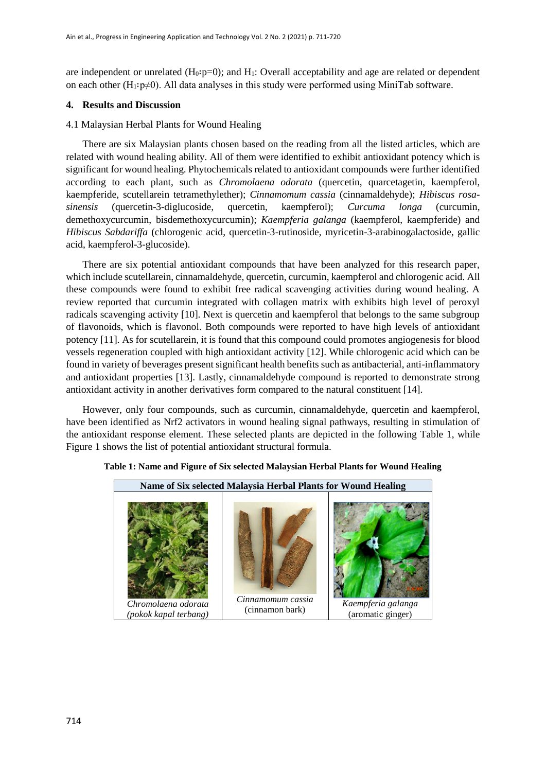are independent or unrelated ($H_0$:p=0); and $H_1$: Overall acceptability and age are related or dependent on each other ($H_1$:p≠0). All data analyses in this study were performed using MiniTab software.

## 4. Results and Discussion

### 4.1 Malaysian Herbal Plants for Wound Healing

There are six Malaysian plants chosen based on the reading from all the listed articles, which are related with wound healing ability. All of them were identified to exhibit antioxidant potency which is significant for wound healing. Phytochemicals related to antioxidant compounds were further identified according to each plant, such as *Chromolaena odorata* (quercetin, quarcetagetin, kaempferol, kaempferide, scutellarein tetramethylether); *Cinnamomum cassia* (cinnamaldehyde); *Hibiscus rosa-sinensis* (quercetin-3-diglucoside, quercetin, kaempferol); *Curcuma longa* (curcumin, demethoxycurcumin, bisdemethoxycurcumin); *Kaempferia galanga* (kaempferol, kaempferide) and *Hibiscus Sabdariffa* (chlorogenic acid, quercetin-3-rutinoside, myricetin-3-arabinogalactoside, gallic acid, kaempferol-3-glucoside).

There are six potential antioxidant compounds that have been analyzed for this research paper, which include scutellarein, cinnamaldehyde, quercetin, curcumin, kaempferol and chlorogenic acid. All these compounds were found to exhibit free radical scavenging activities during wound healing. A review reported that curcumin integrated with collagen matrix with exhibits high level of peroxyl radicals scavenging activity [10]. Next is quercetin and kaempferol that belongs to the same subgroup of flavonoids, which is flavonol. Both compounds were reported to have high levels of antioxidant potency [11]. As for scutellarein, it is found that this compound could promotes angiogenesis for blood vessels regeneration coupled with high antioxidant activity [12]. While chlorogenic acid which can be found in variety of beverages present significant health benefits such as antibacterial, anti-inflammatory and antioxidant properties [13]. Lastly, cinnamaldehyde compound is reported to demonstrate strong antioxidant activity in another derivatives form compared to the natural constituent [14].

However, only four compounds, such as curcumin, cinnamaldehyde, quercetin and kaempferol, have been identified as Nrf2 activators in wound healing signal pathways, resulting in stimulation of the antioxidant response element. These selected plants are depicted in the following Table 1, while Figure 1 shows the list of potential antioxidant structural formula.

**Table 1: Name and Figure of Six selected Malaysian Herbal Plants for Wound Healing**

| Name of Six selected Malaysia Herbal Plants for Wound Healing | | |
|---|---|---|
| *Chromolaena odorata* *(pokok kapal terbang)* | *Cinnamomum cassia* (cinnamon bark) | *Kaempferia galanga* (aromatic ginger) |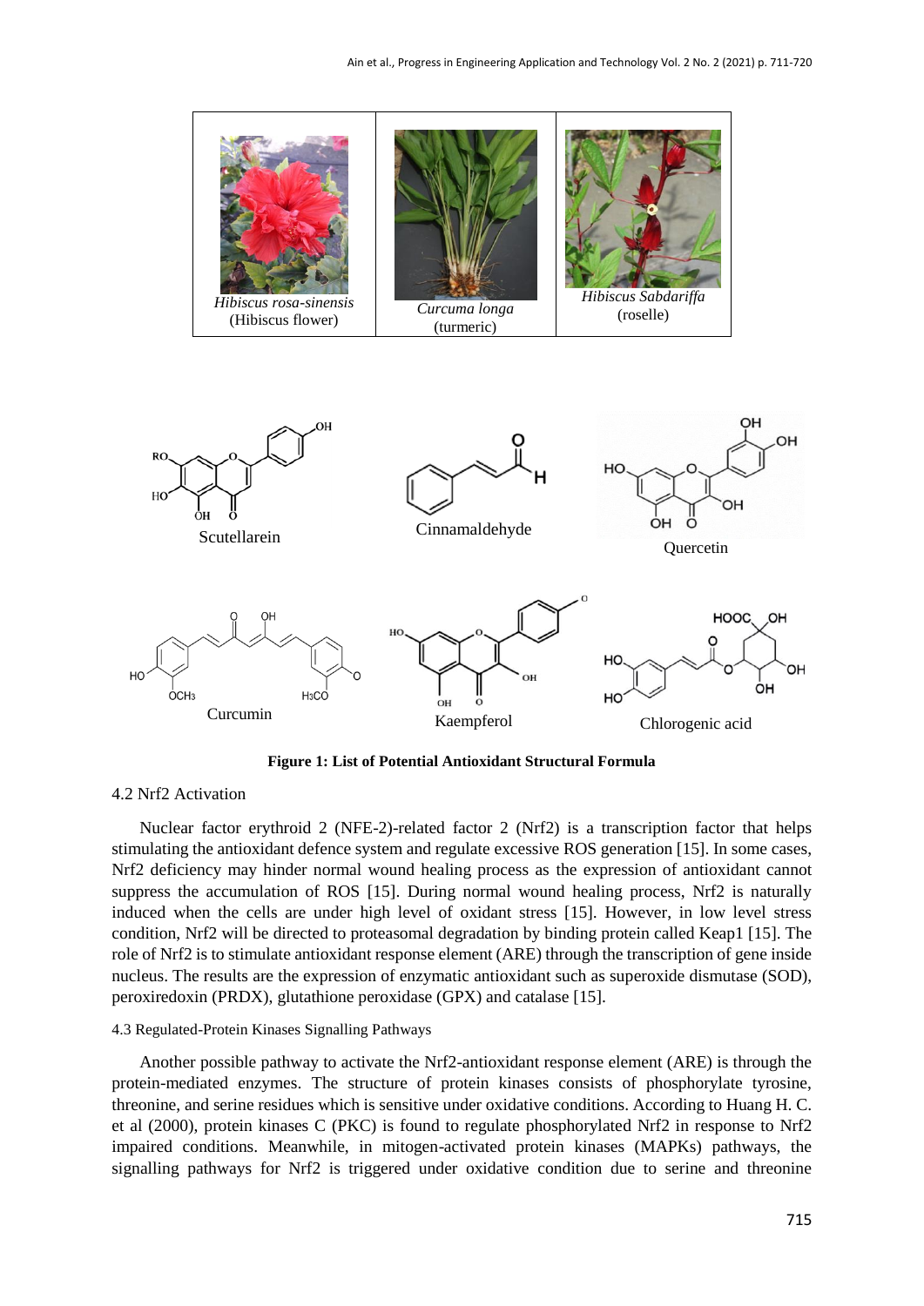| *Hibiscus rosa-sinensis* (Hibiscus flower) | *Curcuma longa* (turmeric) | *Hibiscus Sabdariffa* (roselle) |
|---|---|---|

Scutellarein

Cinnamaldehyde

Quercetin

Curcumin

Kaempferol

Chlorogenic acid

**Figure 1: List of Potential Antioxidant Structural Formula**

## 4.2 Nrf2 Activation

Nuclear factor erythroid 2 (NFE-2)-related factor 2 (Nrf2) is a transcription factor that helps stimulating the antioxidant defence system and regulate excessive ROS generation [15]. In some cases, Nrf2 deficiency may hinder normal wound healing process as the expression of antioxidant cannot suppress the accumulation of ROS [15]. During normal wound healing process, Nrf2 is naturally induced when the cells are under high level of oxidant stress [15]. However, in low level stress condition, Nrf2 will be directed to proteasomal degradation by binding protein called Keap1 [15]. The role of Nrf2 is to stimulate antioxidant response element (ARE) through the transcription of gene inside nucleus. The results are the expression of enzymatic antioxidant such as superoxide dismutase (SOD), peroxiredoxin (PRDX), glutathione peroxidase (GPX) and catalase [15].

## 4.3 Regulated-Protein Kinases Signalling Pathways

Another possible pathway to activate the Nrf2-antioxidant response element (ARE) is through the protein-mediated enzymes. The structure of protein kinases consists of phosphorylate tyrosine, threonine, and serine residues which is sensitive under oxidative conditions. According to Huang H. C. et al (2000), protein kinases C (PKC) is found to regulate phosphorylated Nrf2 in response to Nrf2 impaired conditions. Meanwhile, in mitogen-activated protein kinases (MAPKs) pathways, the signalling pathways for Nrf2 is triggered under oxidative condition due to serine and threonine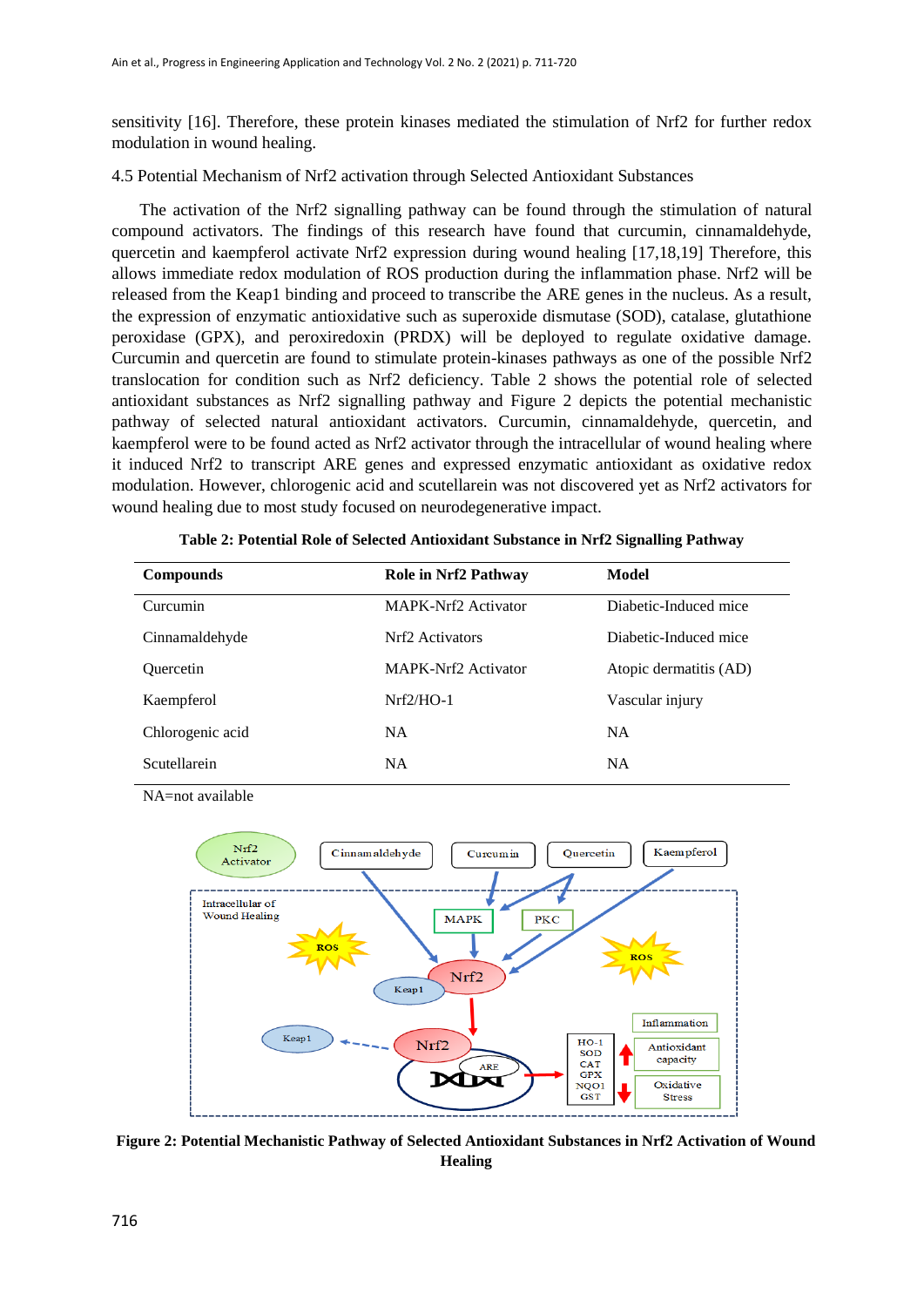sensitivity [16]. Therefore, these protein kinases mediated the stimulation of Nrf2 for further redox modulation in wound healing.

4.5 Potential Mechanism of Nrf2 activation through Selected Antioxidant Substances

The activation of the Nrf2 signalling pathway can be found through the stimulation of natural compound activators. The findings of this research have found that curcumin, cinnamaldehyde, quercetin and kaempferol activate Nrf2 expression during wound healing [17,18,19] Therefore, this allows immediate redox modulation of ROS production during the inflammation phase. Nrf2 will be released from the Keap1 binding and proceed to transcribe the ARE genes in the nucleus. As a result, the expression of enzymatic antioxidative such as superoxide dismutase (SOD), catalase, glutathione peroxidase (GPX), and peroxiredoxin (PRDX) will be deployed to regulate oxidative damage. Curcumin and quercetin are found to stimulate protein-kinases pathways as one of the possible Nrf2 translocation for condition such as Nrf2 deficiency. Table 2 shows the potential role of selected antioxidant substances as Nrf2 signalling pathway and Figure 2 depicts the potential mechanistic pathway of selected natural antioxidant activators. Curcumin, cinnamaldehyde, quercetin, and kaempferol were to be found acted as Nrf2 activator through the intracellular of wound healing where it induced Nrf2 to transcript ARE genes and expressed enzymatic antioxidant as oxidative redox modulation. However, chlorogenic acid and scutellarein was not discovered yet as Nrf2 activators for wound healing due to most study focused on neurodegenerative impact.

**Table 2: Potential Role of Selected Antioxidant Substance in Nrf2 Signalling Pathway**

| Compounds | Role in Nrf2 Pathway | Model |
|---|---|---|
| Curcumin | MAPK-Nrf2 Activator | Diabetic-Induced mice |
| Cinnamaldehyde | Nrf2 Activators | Diabetic-Induced mice |
| Quercetin | MAPK-Nrf2 Activator | Atopic dermatitis (AD) |
| Kaempferol | Nrf2/HO-1 | Vascular injury |
| Chlorogenic acid | NA | NA |
| Scutellarein | NA | NA |

NA=not available

**Figure 2: Potential Mechanistic Pathway of Selected Antioxidant Substances in Nrf2 Activation of Wound Healing**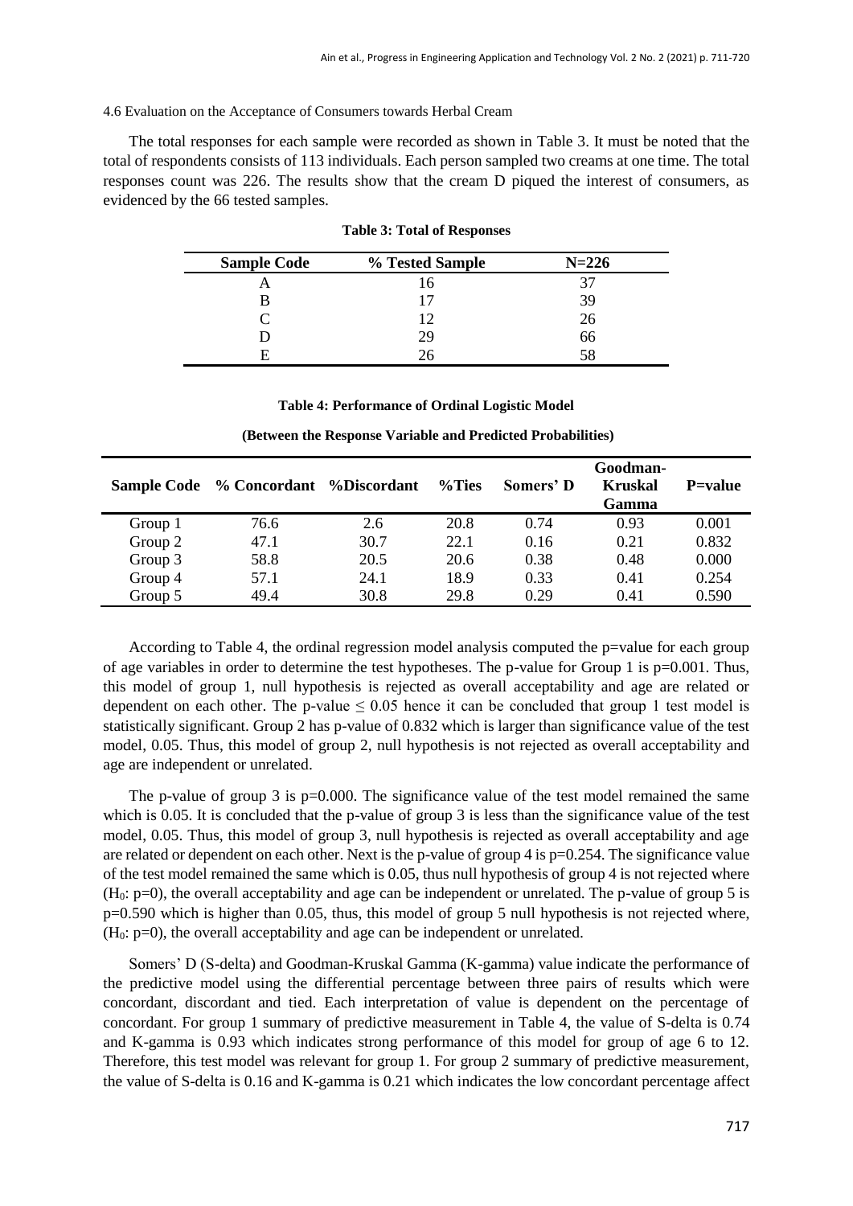### 4.6 Evaluation on the Acceptance of Consumers towards Herbal Cream

The total responses for each sample were recorded as shown in Table 3. It must be noted that the total of respondents consists of 113 individuals. Each person sampled two creams at one time. The total responses count was 226. The results show that the cream D piqued the interest of consumers, as evidenced by the 66 tested samples.

**Table 3: Total of Responses**

| Sample Code | % Tested Sample | N=226 |
|---|---|---|
| A | 16 | 37 |
| B | 17 | 39 |
| C | 12 | 26 |
| D | 29 | 66 |
| E | 26 | 58 |

**Table 4: Performance of Ordinal Logistic Model**

**(Between the Response Variable and Predicted Probabilities)**

| Sample Code | % Concordant | %Discordant | %Ties | Somers' D | Goodman-Kruskal Gamma | P=value |
|---|---|---|---|---|---|---|
| Group 1 | 76.6 | 2.6 | 20.8 | 0.74 | 0.93 | 0.001 |
| Group 2 | 47.1 | 30.7 | 22.1 | 0.16 | 0.21 | 0.832 |
| Group 3 | 58.8 | 20.5 | 20.6 | 0.38 | 0.48 | 0.000 |
| Group 4 | 57.1 | 24.1 | 18.9 | 0.33 | 0.41 | 0.254 |
| Group 5 | 49.4 | 30.8 | 29.8 | 0.29 | 0.41 | 0.590 |

According to Table 4, the ordinal regression model analysis computed the p=value for each group of age variables in order to determine the test hypotheses. The p-value for Group 1 is p=0.001. Thus, this model of group 1, null hypothesis is rejected as overall acceptability and age are related or dependent on each other. The p-value $\leq 0.05$ hence it can be concluded that group 1 test model is statistically significant. Group 2 has p-value of 0.832 which is larger than significance value of the test model, 0.05. Thus, this model of group 2, null hypothesis is not rejected as overall acceptability and age are independent or unrelated.

The p-value of group 3 is p=0.000. The significance value of the test model remained the same which is 0.05. It is concluded that the p-value of group 3 is less than the significance value of the test model, 0.05. Thus, this model of group 3, null hypothesis is rejected as overall acceptability and age are related or dependent on each other. Next is the p-value of group 4 is p=0.254. The significance value of the test model remained the same which is 0.05, thus null hypothesis of group 4 is not rejected where ($H_0$: p=0), the overall acceptability and age can be independent or unrelated. The p-value of group 5 is p=0.590 which is higher than 0.05, thus, this model of group 5 null hypothesis is not rejected where, ($H_0$: p=0), the overall acceptability and age can be independent or unrelated.

Somers' D (S-delta) and Goodman-Kruskal Gamma (K-gamma) value indicate the performance of the predictive model using the differential percentage between three pairs of results which were concordant, discordant and tied. Each interpretation of value is dependent on the percentage of concordant. For group 1 summary of predictive measurement in Table 4, the value of S-delta is 0.74 and K-gamma is 0.93 which indicates strong performance of this model for group of age 6 to 12. Therefore, this test model was relevant for group 1. For group 2 summary of predictive measurement, the value of S-delta is 0.16 and K-gamma is 0.21 which indicates the low concordant percentage affect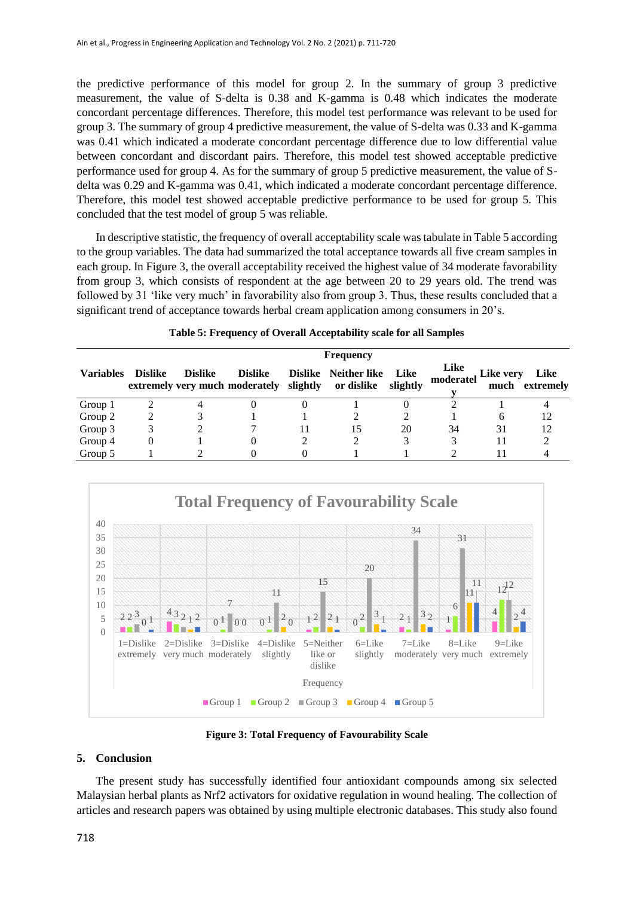the predictive performance of this model for group 2. In the summary of group 3 predictive measurement, the value of S-delta is 0.38 and K-gamma is 0.48 which indicates the moderate concordant percentage differences. Therefore, this model test performance was relevant to be used for group 3. The summary of group 4 predictive measurement, the value of S-delta was 0.33 and K-gamma was 0.41 which indicated a moderate concordant percentage difference due to low differential value between concordant and discordant pairs. Therefore, this model test showed acceptable predictive performance used for group 4. As for the summary of group 5 predictive measurement, the value of S-delta was 0.29 and K-gamma was 0.41, which indicated a moderate concordant percentage difference. Therefore, this model test showed acceptable predictive performance to be used for group 5. This concluded that the test model of group 5 was reliable.

In descriptive statistic, the frequency of overall acceptability scale was tabulate in Table 5 according to the group variables. The data had summarized the total acceptance towards all five cream samples in each group. In Figure 3, the overall acceptability received the highest value of 34 moderate favorability from group 3, which consists of respondent at the age between 20 to 29 years old. The trend was followed by 31 'like very much' in favorability also from group 3. Thus, these results concluded that a significant trend of acceptance towards herbal cream application among consumers in 20's.

**Table 5: Frequency of Overall Acceptability scale for all Samples**

| | Frequency | | | | | | | | |
|---|---|---|---|---|---|---|---|---|---|
| **Variables** | **Dislike extremely** | **Dislike very much** | **Dislike moderately** | **Dislike slightly** | **Neither like or dislike** | **Like slightly** | **Like moderately** | **Like very much** | **Like extremely** |
| Group 1 | 2 | 4 | 0 | 0 | 1 | 0 | 2 | 1 | 4 |
| Group 2 | 2 | 3 | 1 | 1 | 2 | 2 | 1 | 6 | 12 |
| Group 3 | 3 | 2 | 7 | 11 | 15 | 20 | 34 | 31 | 12 |
| Group 4 | 0 | 1 | 0 | 2 | 2 | 3 | 3 | 11 | 2 |
| Group 5 | 1 | 2 | 0 | 0 | 1 | 1 | 2 | 11 | 4 |

**Figure 3: Total Frequency of Favourability Scale**

## 5. Conclusion

The present study has successfully identified four antioxidant compounds among six selected Malaysian herbal plants as Nrf2 activators for oxidative regulation in wound healing. The collection of articles and research papers was obtained by using multiple electronic databases. This study also found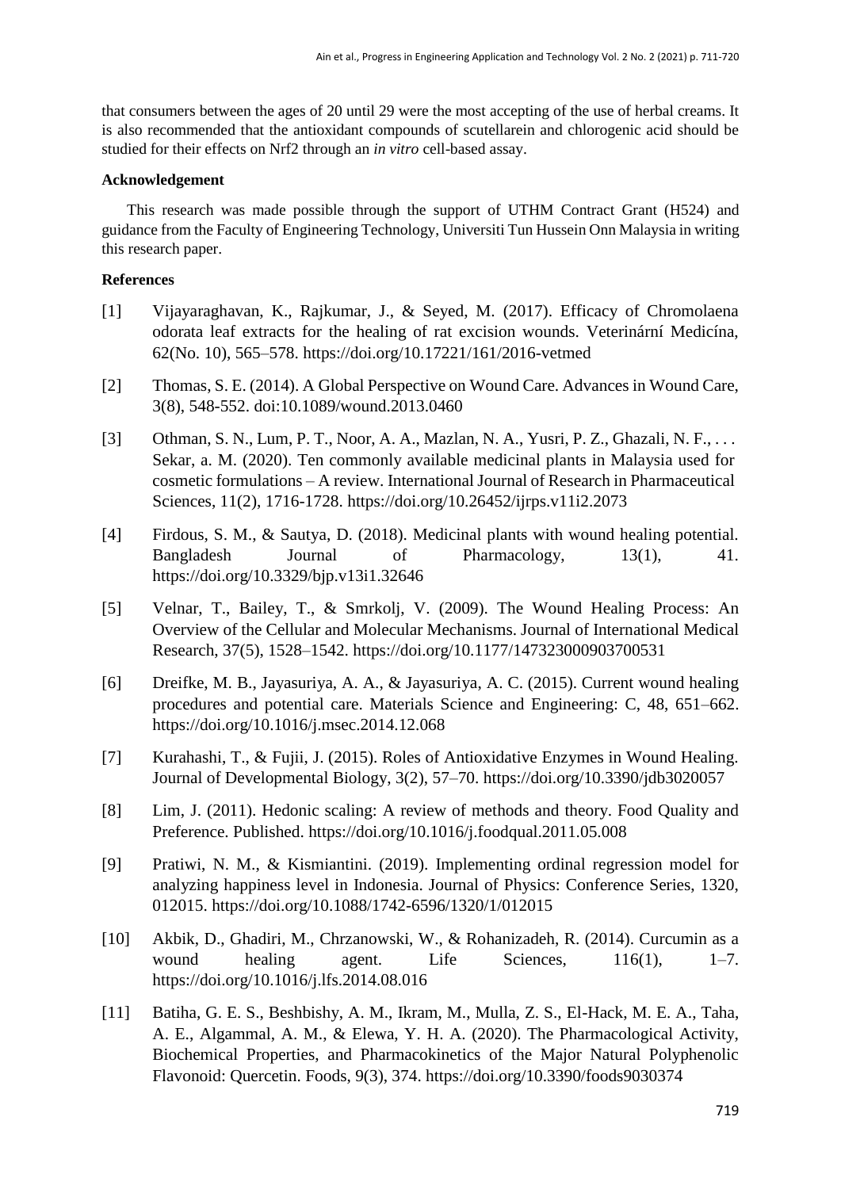that consumers between the ages of 20 until 29 were the most accepting of the use of herbal creams. It is also recommended that the antioxidant compounds of scutellarein and chlorogenic acid should be studied for their effects on Nrf2 through an *in vitro* cell-based assay.

## Acknowledgement

This research was made possible through the support of UTHM Contract Grant (H524) and guidance from the Faculty of Engineering Technology, Universiti Tun Hussein Onn Malaysia in writing this research paper.

## References

[1] Vijayaraghavan, K., Rajkumar, J., & Seyed, M. (2017). Efficacy of Chromolaena odorata leaf extracts for the healing of rat excision wounds. Veterinární Medicína, 62(No. 10), 565–578. https://doi.org/10.17221/161/2016-vetmed

[2] Thomas, S. E. (2014). A Global Perspective on Wound Care. Advances in Wound Care, 3(8), 548-552. doi:10.1089/wound.2013.0460

[3] Othman, S. N., Lum, P. T., Noor, A. A., Mazlan, N. A., Yusri, P. Z., Ghazali, N. F., . . . Sekar, a. M. (2020). Ten commonly available medicinal plants in Malaysia used for cosmetic formulations – A review. International Journal of Research in Pharmaceutical Sciences, 11(2), 1716-1728. https://doi.org/10.26452/ijrps.v11i2.2073

[4] Firdous, S. M., & Sautya, D. (2018). Medicinal plants with wound healing potential. Bangladesh Journal of Pharmacology, 13(1), 41. https://doi.org/10.3329/bjp.v13i1.32646

[5] Velnar, T., Bailey, T., & Smrkolj, V. (2009). The Wound Healing Process: An Overview of the Cellular and Molecular Mechanisms. Journal of International Medical Research, 37(5), 1528–1542. https://doi.org/10.1177/147323000903700531

[6] Dreifke, M. B., Jayasuriya, A. A., & Jayasuriya, A. C. (2015). Current wound healing procedures and potential care. Materials Science and Engineering: C, 48, 651–662. https://doi.org/10.1016/j.msec.2014.12.068

[7] Kurahashi, T., & Fujii, J. (2015). Roles of Antioxidative Enzymes in Wound Healing. Journal of Developmental Biology, 3(2), 57–70. https://doi.org/10.3390/jdb3020057

[8] Lim, J. (2011). Hedonic scaling: A review of methods and theory. Food Quality and Preference. Published. https://doi.org/10.1016/j.foodqual.2011.05.008

[9] Pratiwi, N. M., & Kismiantini. (2019). Implementing ordinal regression model for analyzing happiness level in Indonesia. Journal of Physics: Conference Series, 1320, 012015. https://doi.org/10.1088/1742-6596/1320/1/012015

[10] Akbik, D., Ghadiri, M., Chrzanowski, W., & Rohanizadeh, R. (2014). Curcumin as a wound healing agent. Life Sciences, 116(1), 1–7. https://doi.org/10.1016/j.lfs.2014.08.016

[11] Batiha, G. E. S., Beshbishy, A. M., Ikram, M., Mulla, Z. S., El-Hack, M. E. A., Taha, A. E., Algammal, A. M., & Elewa, Y. H. A. (2020). The Pharmacological Activity, Biochemical Properties, and Pharmacokinetics of the Major Natural Polyphenolic Flavonoid: Quercetin. Foods, 9(3), 374. https://doi.org/10.3390/foods9030374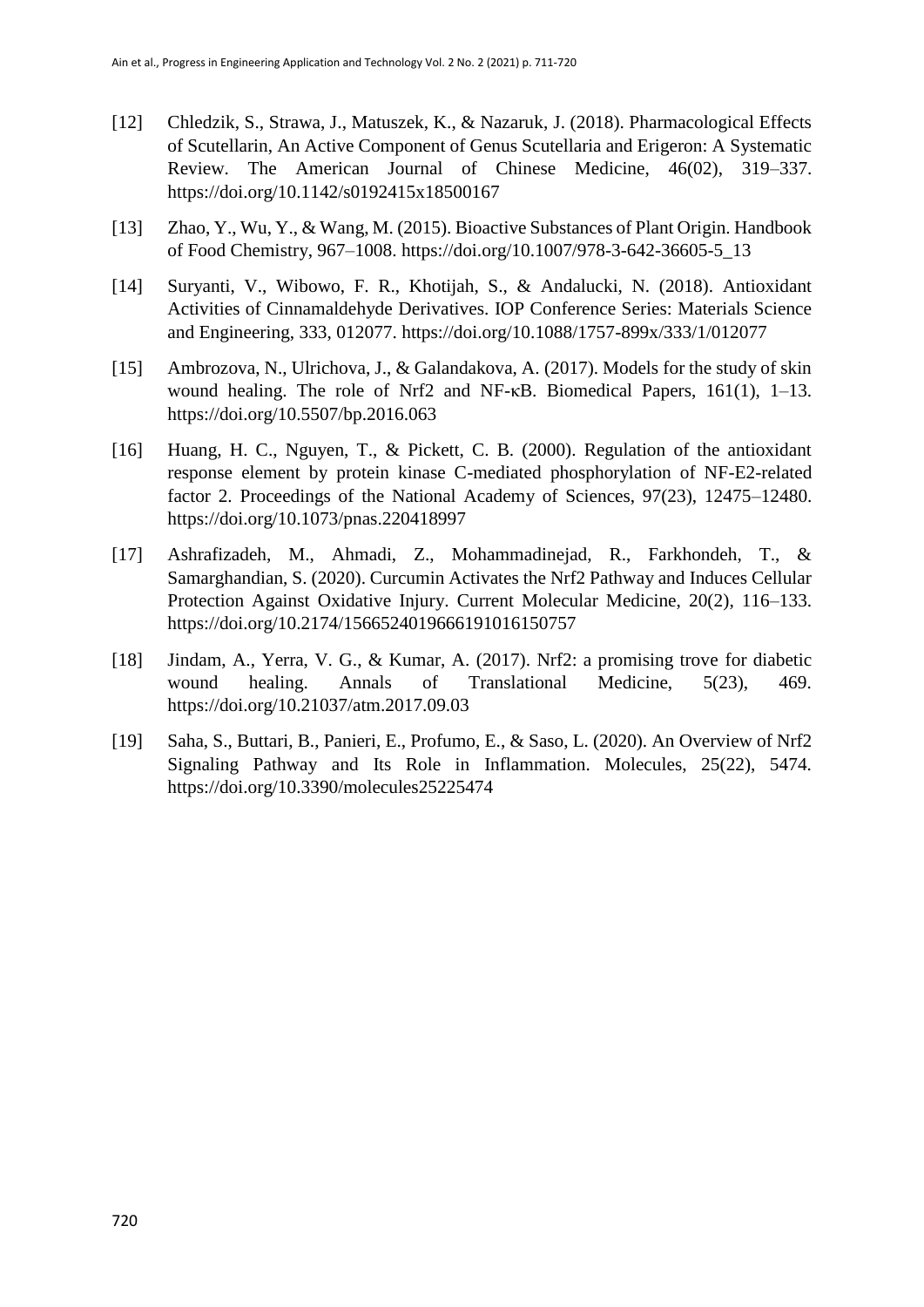[12] Chledzik, S., Strawa, J., Matuszek, K., & Nazaruk, J. (2018). Pharmacological Effects of Scutellarin, An Active Component of Genus Scutellaria and Erigeron: A Systematic Review. The American Journal of Chinese Medicine, 46(02), 319–337. https://doi.org/10.1142/s0192415x18500167

[13] Zhao, Y., Wu, Y., & Wang, M. (2015). Bioactive Substances of Plant Origin. Handbook of Food Chemistry, 967–1008. https://doi.org/10.1007/978-3-642-36605-5_13

[14] Suryanti, V., Wibowo, F. R., Khotijah, S., & Andalucki, N. (2018). Antioxidant Activities of Cinnamaldehyde Derivatives. IOP Conference Series: Materials Science and Engineering, 333, 012077. https://doi.org/10.1088/1757-899x/333/1/012077

[15] Ambrozova, N., Ulrichova, J., & Galandakova, A. (2017). Models for the study of skin wound healing. The role of Nrf2 and NF-κB. Biomedical Papers, 161(1), 1–13. https://doi.org/10.5507/bp.2016.063

[16] Huang, H. C., Nguyen, T., & Pickett, C. B. (2000). Regulation of the antioxidant response element by protein kinase C-mediated phosphorylation of NF-E2-related factor 2. Proceedings of the National Academy of Sciences, 97(23), 12475–12480. https://doi.org/10.1073/pnas.220418997

[17] Ashrafizadeh, M., Ahmadi, Z., Mohammadinejad, R., Farkhondeh, T., & Samarghandian, S. (2020). Curcumin Activates the Nrf2 Pathway and Induces Cellular Protection Against Oxidative Injury. Current Molecular Medicine, 20(2), 116–133. https://doi.org/10.2174/1566524019666191016150757

[18] Jindam, A., Yerra, V. G., & Kumar, A. (2017). Nrf2: a promising trove for diabetic wound healing. Annals of Translational Medicine, 5(23), 469. https://doi.org/10.21037/atm.2017.09.03

[19] Saha, S., Buttari, B., Panieri, E., Profumo, E., & Saso, L. (2020). An Overview of Nrf2 Signaling Pathway and Its Role in Inflammation. Molecules, 25(22), 5474. https://doi.org/10.3390/molecules25225474